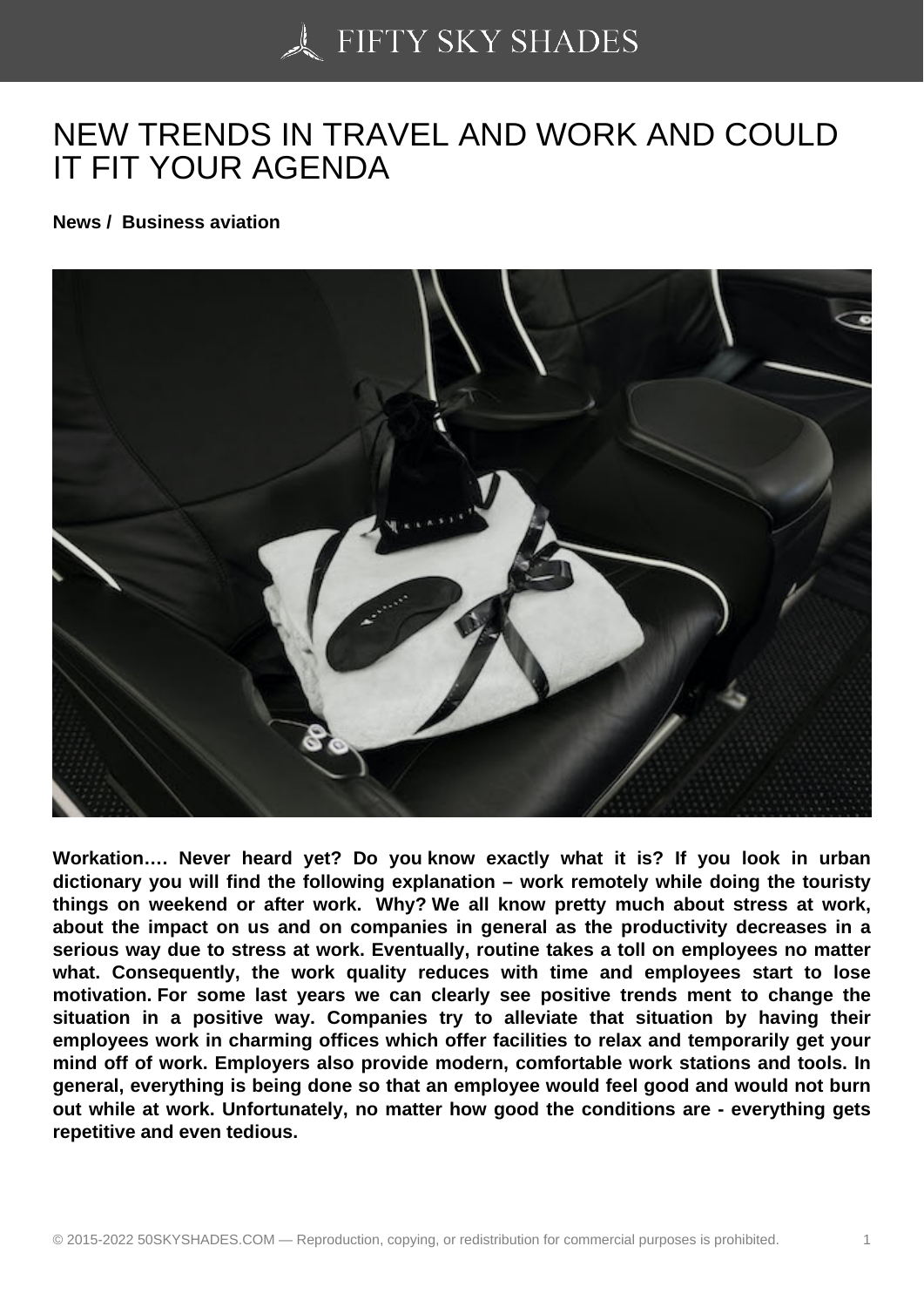# NEW TRENDS IN TRAVEL AND WORK AND COULD IT FIT YOUR AGENDA

**News / Business aviation**

**Workation…. Never heard yet? Do you know exactly what it is? If you look in urban dictionary you will find the following explanation – work remotely while doing the touristy things on weekend or after work. Why? We all know pretty much about stress at work, about the impact on us and on companies in general as the productivity decreases in a serious way due to stress at work. Eventually, routine takes a toll on employees no matter what. Consequently, the work quality reduces with time and employees start to lose motivation. For some last years we can clearly see positive trends ment to change the situation in a positive way. Companies try to alleviate that situation by having their employees work in charming offices which offer facilities to relax and temporarily get your mind off of work. Employers also provide modern, comfortable work stations and tools. In general, everything is being done so that an employee would feel good and would not burn out while at work. Unfortunately, no matter how good the conditions are - everything gets repetitive and even tedious.**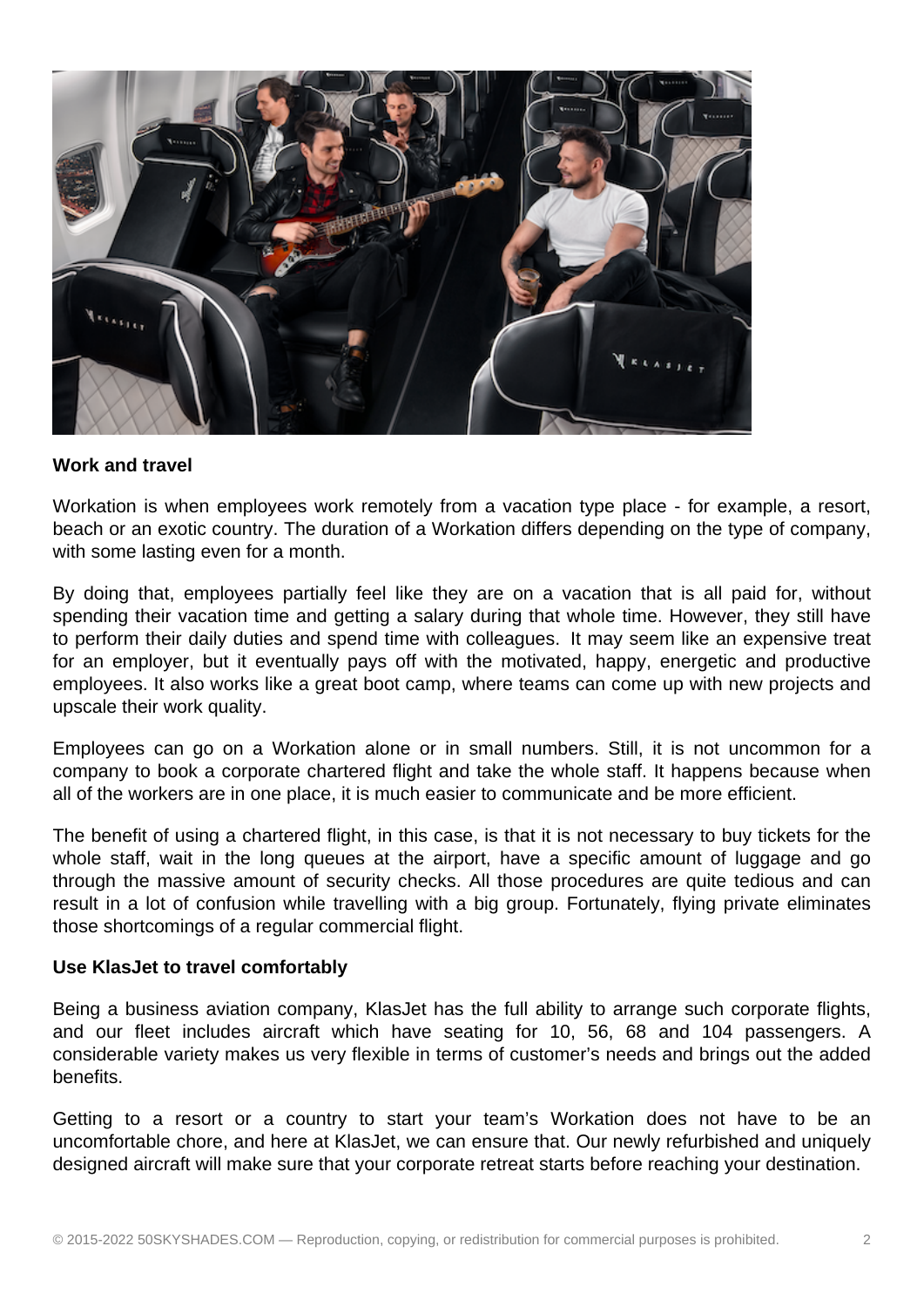**Work and travel**

Workation is when employees work remotely from a vacation type place - for example, a resort, beach or an exotic country. The duration of a Workation differs depending on the type of company, with some lasting even for a month.

By doing that, employees partially feel like they are on a vacation that is all paid for, without spending their vacation time and getting a salary during that whole time. However, they still have to perform their daily duties and spend time with colleagues. It may seem like an expensive treat for an employer, but it eventually pays off with the motivated, happy, energetic and productive employees. It also works like a great boot camp, where teams can come up with new projects and upscale their work quality.

Employees can go on a Workation alone or in small numbers. Still, it is not uncommon for a company to book a corporate chartered flight and take the whole staff. It happens because when all of the workers are in one place, it is much easier to communicate and be more efficient.

The benefit of using a chartered flight, in this case, is that it is not necessary to buy tickets for the whole staff, wait in the long queues at the airport, have a specific amount of luggage and go through the massive amount of security checks. All those procedures are quite tedious and can result in a lot of confusion while travelling with a big group. Fortunately, flying private eliminates those shortcomings of a regular commercial flight.

**Use KlasJet to travel comfortably**

Being a business aviation company, KlasJet has the full ability to arrange such corporate flights, and our fleet includes aircraft which have seating for 10, 56, 68 and 104 passengers. A considerable variety makes us very flexible in terms of customer's needs and brings out the added benefits.

Getting to a resort or a country to start your team's Workation does not have to be an uncomfortable chore, and here at KlasJet, we can ensure that. Our newly refurbished and uniquely designed aircraft will make sure that your corporate retreat starts before reaching your destination.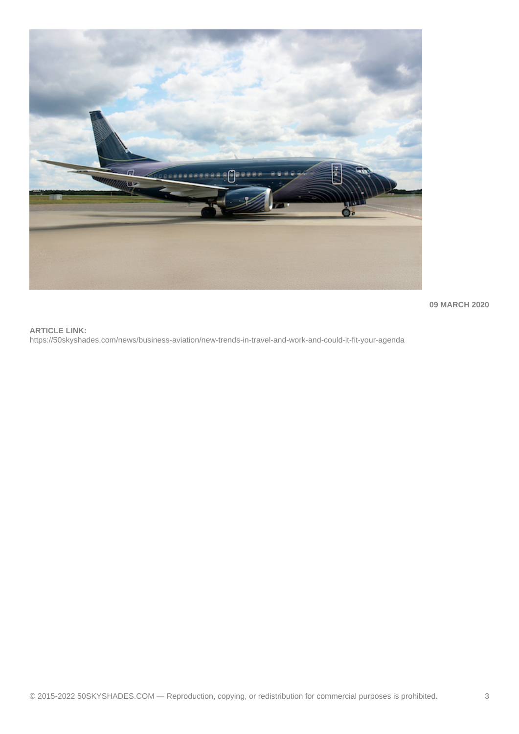09 MARCH 2020

**ARTICLE LINK:**
https://50skyshades.com/news/business-aviation/new-trends-in-travel-and-work-and-could-it-fit-your-agenda